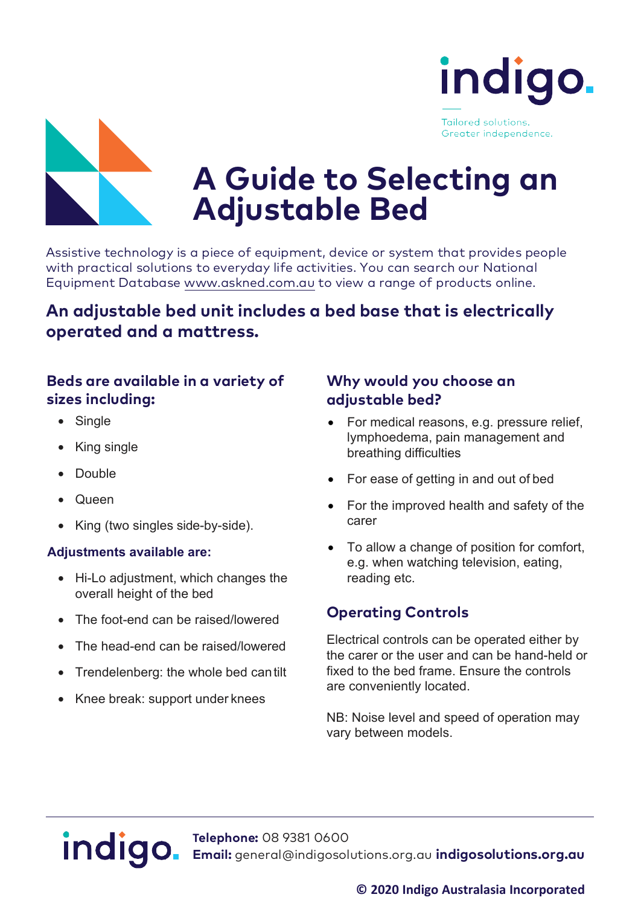indigo.

Tailored solutions.
Greater independence.

# A Guide to Selecting an Adjustable Bed

Assistive technology is a piece of equipment, device or system that provides people with practical solutions to everyday life activities. You can search our National Equipment Database www.askned.com.au to view a range of products online.

## An adjustable bed unit includes a bed base that is electrically operated and a mattress.

### Beds are available in a variety of sizes including:

- Single
- King single
- Double
- Queen
- King (two singles side-by-side).

**Adjustments available are:**

- Hi-Lo adjustment, which changes the overall height of the bed
- The foot-end can be raised/lowered
- The head-end can be raised/lowered
- Trendelenberg: the whole bed can tilt
- Knee break: support under knees

### Why would you choose an adjustable bed?

- For medical reasons, e.g. pressure relief, lymphoedema, pain management and breathing difficulties
- For ease of getting in and out of bed
- For the improved health and safety of the carer
- To allow a change of position for comfort, e.g. when watching television, eating, reading etc.

### Operating Controls

Electrical controls can be operated either by the carer or the user and can be hand-held or fixed to the bed frame. Ensure the controls are conveniently located.

NB: Noise level and speed of operation may vary between models.

indigo.

**Telephone:** 08 9381 0600
**Email:** general@indigosolutions.org.au **indigosolutions.org.au**

**© 2020 Indigo Australasia Incorporated**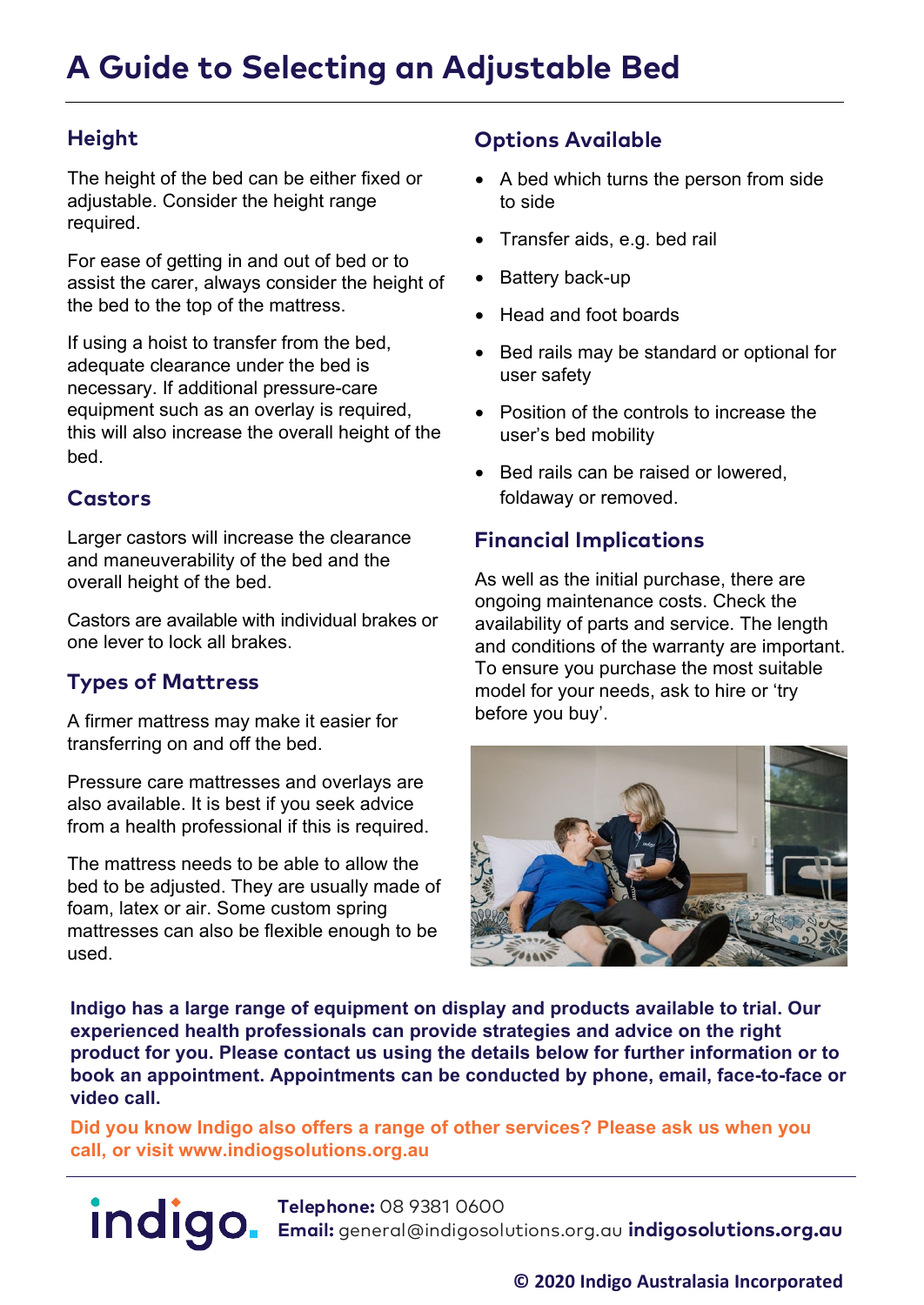# A Guide to Selecting an Adjustable Bed

## Height

The height of the bed can be either fixed or adjustable. Consider the height range required.

For ease of getting in and out of bed or to assist the carer, always consider the height of the bed to the top of the mattress.

If using a hoist to transfer from the bed, adequate clearance under the bed is necessary. If additional pressure-care equipment such as an overlay is required, this will also increase the overall height of the bed.

## Castors

Larger castors will increase the clearance and maneuverability of the bed and the overall height of the bed.

Castors are available with individual brakes or one lever to lock all brakes.

## Types of Mattress

A firmer mattress may make it easier for transferring on and off the bed.

Pressure care mattresses and overlays are also available. It is best if you seek advice from a health professional if this is required.

The mattress needs to be able to allow the bed to be adjusted. They are usually made of foam, latex or air. Some custom spring mattresses can also be flexible enough to be used.

## Options Available

- A bed which turns the person from side to side
- Transfer aids, e.g. bed rail
- Battery back-up
- Head and foot boards
- Bed rails may be standard or optional for user safety
- Position of the controls to increase the user's bed mobility
- Bed rails can be raised or lowered, foldaway or removed.

## Financial Implications

As well as the initial purchase, there are ongoing maintenance costs. Check the availability of parts and service. The length and conditions of the warranty are important. To ensure you purchase the most suitable model for your needs, ask to hire or 'try before you buy'.

**Indigo has a large range of equipment on display and products available to trial. Our experienced health professionals can provide strategies and advice on the right product for you. Please contact us using the details below for further information or to book an appointment. Appointments can be conducted by phone, email, face-to-face or video call.**

**Did you know Indigo also offers a range of other services? Please ask us when you call, or visit www.indiogsolutions.org.au**

indigo.

**Telephone:** 08 9381 0600
**Email:** general@indigosolutions.org.au **indigosolutions.org.au**

**© 2020 Indigo Australasia Incorporated**